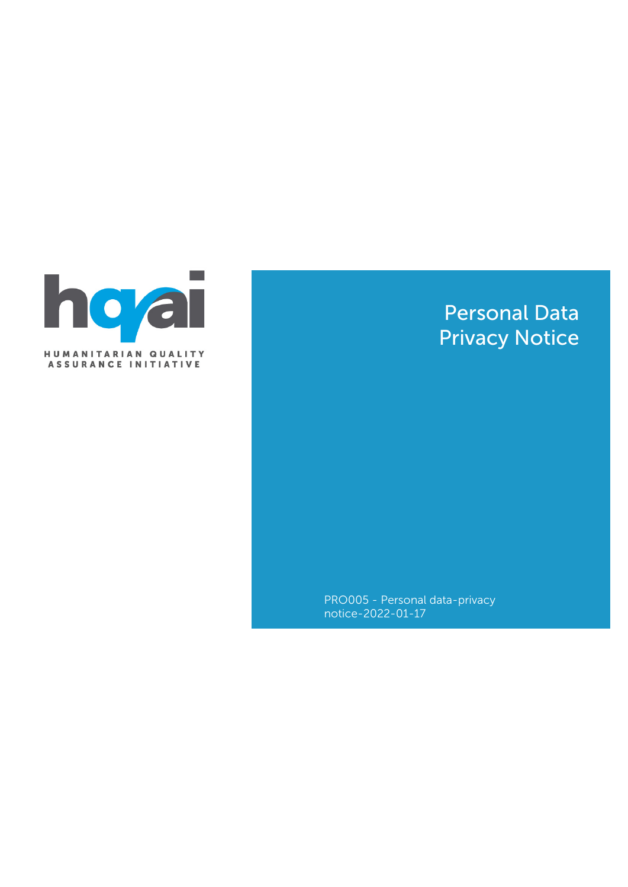HUMANITARIAN QUALITY ASSURANCE INITIATIVE

# Personal Data Privacy Notice

PRO005 - Personal data-privacy notice-2022-01-17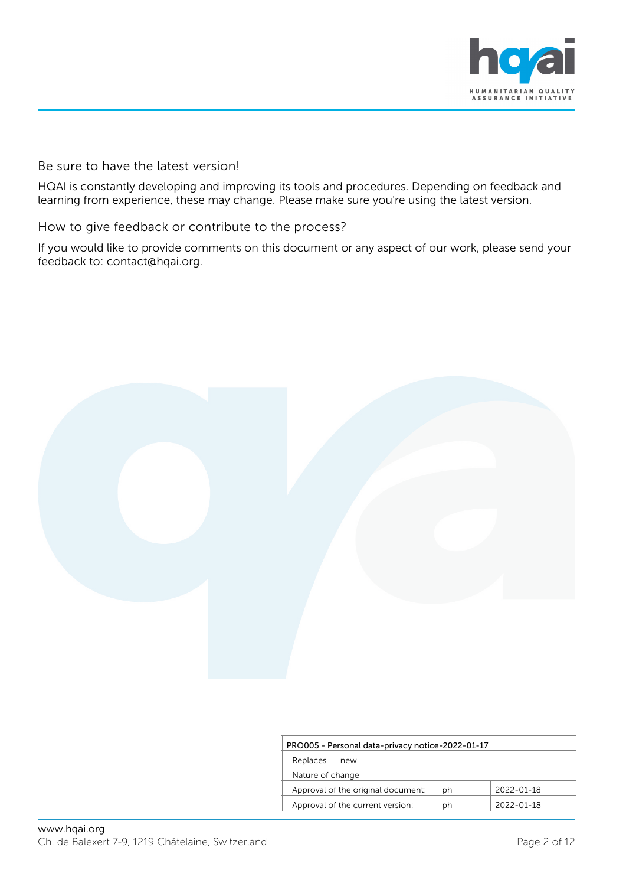## Be sure to have the latest version!

HQAI is constantly developing and improving its tools and procedures. Depending on feedback and learning from experience, these may change. Please make sure you're using the latest version.

## How to give feedback or contribute to the process?

If you would like to provide comments on this document or any aspect of our work, please send your feedback to: contact@hqai.org.

| PRO005 - Personal data-privacy notice-2022-01-17 | | |
|---|---|---|
| Replaces | new | |
| Nature of change | | |
| Approval of the original document: | ph | 2022-01-18 |
| Approval of the current version: | ph | 2022-01-18 |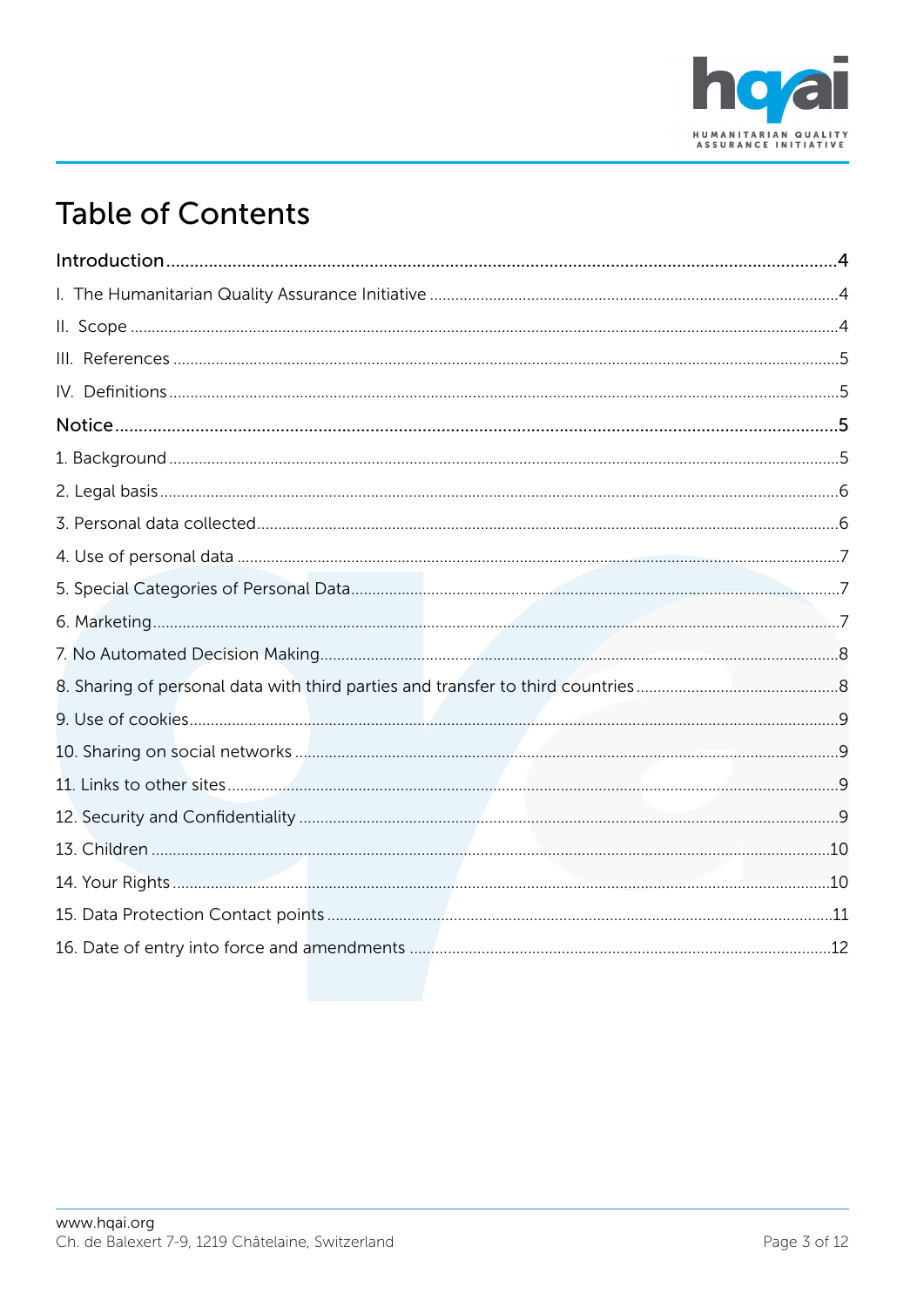# Table of Contents

Introduction ....................................................................................................................4

I. The Humanitarian Quality Assurance Initiative ..........................................................4

II. Scope ..........................................................................................................................4

III. References ..................................................................................................................5

IV. Definitions ..................................................................................................................5

Notice ............................................................................................................................5

1. Background ..................................................................................................................5

2. Legal basis ....................................................................................................................6

3. Personal data collected ................................................................................................6

4. Use of personal data ....................................................................................................7

5. Special Categories of Personal Data ............................................................................7

6. Marketing ......................................................................................................................7

7. No Automated Decision Making ..................................................................................8

8. Sharing of personal data with third parties and transfer to third countries ................8

9. Use of cookies ..............................................................................................................9

10. Sharing on social networks ........................................................................................9

11. Links to other sites ......................................................................................................9

12. Security and Confidentiality ........................................................................................9

13. Children ......................................................................................................................10

14. Your Rights ..................................................................................................................10

15. Data Protection Contact points ..................................................................................11

16. Date of entry into force and amendments ..................................................................12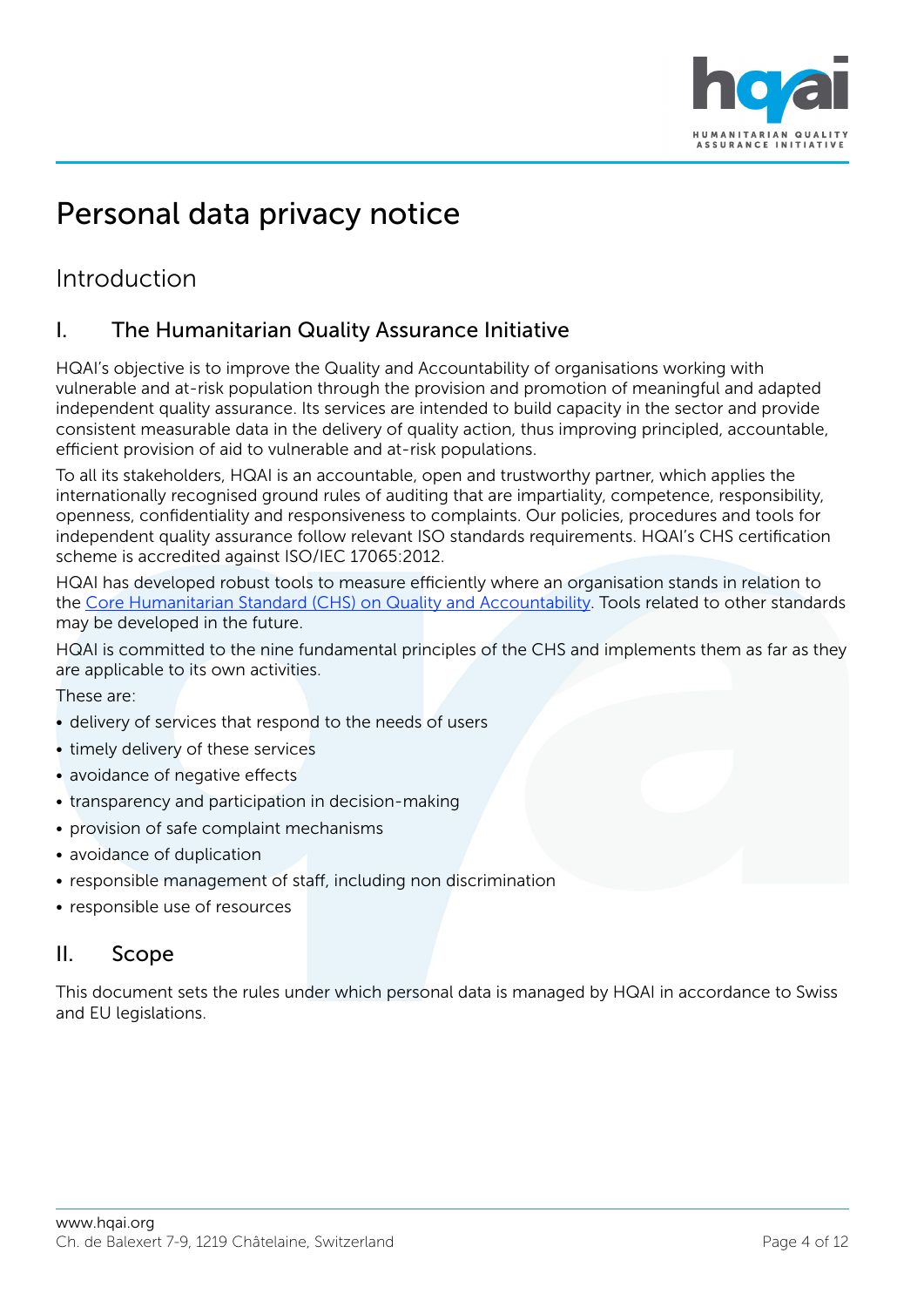# Personal data privacy notice

## Introduction

### I. The Humanitarian Quality Assurance Initiative

HQAI's objective is to improve the Quality and Accountability of organisations working with vulnerable and at-risk population through the provision and promotion of meaningful and adapted independent quality assurance. Its services are intended to build capacity in the sector and provide consistent measurable data in the delivery of quality action, thus improving principled, accountable, efficient provision of aid to vulnerable and at-risk populations.

To all its stakeholders, HQAI is an accountable, open and trustworthy partner, which applies the internationally recognised ground rules of auditing that are impartiality, competence, responsibility, openness, confidentiality and responsiveness to complaints. Our policies, procedures and tools for independent quality assurance follow relevant ISO standards requirements. HQAI's CHS certification scheme is accredited against ISO/IEC 17065:2012.

HQAI has developed robust tools to measure efficiently where an organisation stands in relation to the Core Humanitarian Standard (CHS) on Quality and Accountability. Tools related to other standards may be developed in the future.

HQAI is committed to the nine fundamental principles of the CHS and implements them as far as they are applicable to its own activities.

These are:

- delivery of services that respond to the needs of users
- timely delivery of these services
- avoidance of negative effects
- transparency and participation in decision-making
- provision of safe complaint mechanisms
- avoidance of duplication
- responsible management of staff, including non discrimination
- responsible use of resources

### II. Scope

This document sets the rules under which personal data is managed by HQAI in accordance to Swiss and EU legislations.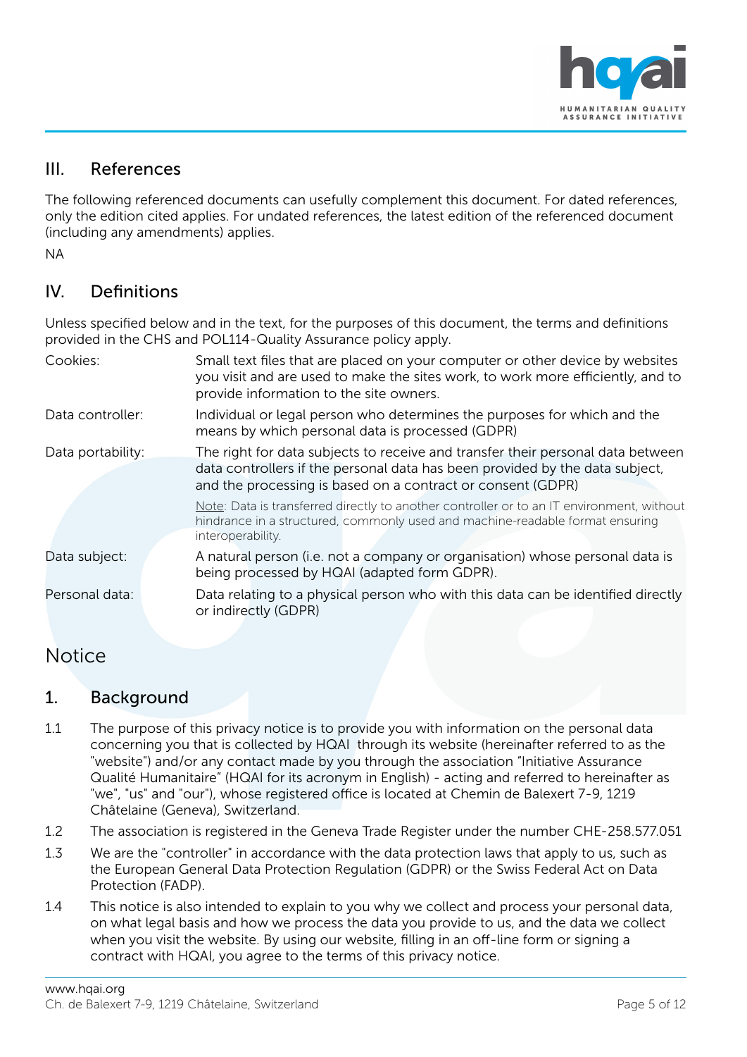## III. References

The following referenced documents can usefully complement this document. For dated references, only the edition cited applies. For undated references, the latest edition of the referenced document (including any amendments) applies.

NA

## IV. Definitions

Unless specified below and in the text, for the purposes of this document, the terms and definitions provided in the CHS and POL114-Quality Assurance policy apply.

| | |
|---|---|
| Cookies: | Small text files that are placed on your computer or other device by websites you visit and are used to make the sites work, to work more efficiently, and to provide information to the site owners. |
| Data controller: | Individual or legal person who determines the purposes for which and the means by which personal data is processed (GDPR) |
| Data portability: | The right for data subjects to receive and transfer their personal data between data controllers if the personal data has been provided by the data subject, and the processing is based on a contract or consent (GDPR)<br><br>Note: Data is transferred directly to another controller or to an IT environment, without hindrance in a structured, commonly used and machine-readable format ensuring interoperability. |
| Data subject: | A natural person (i.e. not a company or organisation) whose personal data is being processed by HQAI (adapted form GDPR). |
| Personal data: | Data relating to a physical person who with this data can be identified directly or indirectly (GDPR) |

# Notice

## 1. Background

1.1 The purpose of this privacy notice is to provide you with information on the personal data concerning you that is collected by HQAI through its website (hereinafter referred to as the "website") and/or any contact made by you through the association "Initiative Assurance Qualité Humanitaire" (HQAI for its acronym in English) - acting and referred to hereinafter as "we", "us" and "our"), whose registered office is located at Chemin de Balexert 7-9, 1219 Châtelaine (Geneva), Switzerland.

1.2 The association is registered in the Geneva Trade Register under the number CHE-258.577.051

1.3 We are the "controller" in accordance with the data protection laws that apply to us, such as the European General Data Protection Regulation (GDPR) or the Swiss Federal Act on Data Protection (FADP).

1.4 This notice is also intended to explain to you why we collect and process your personal data, on what legal basis and how we process the data you provide to us, and the data we collect when you visit the website. By using our website, filling in an off-line form or signing a contract with HQAI, you agree to the terms of this privacy notice.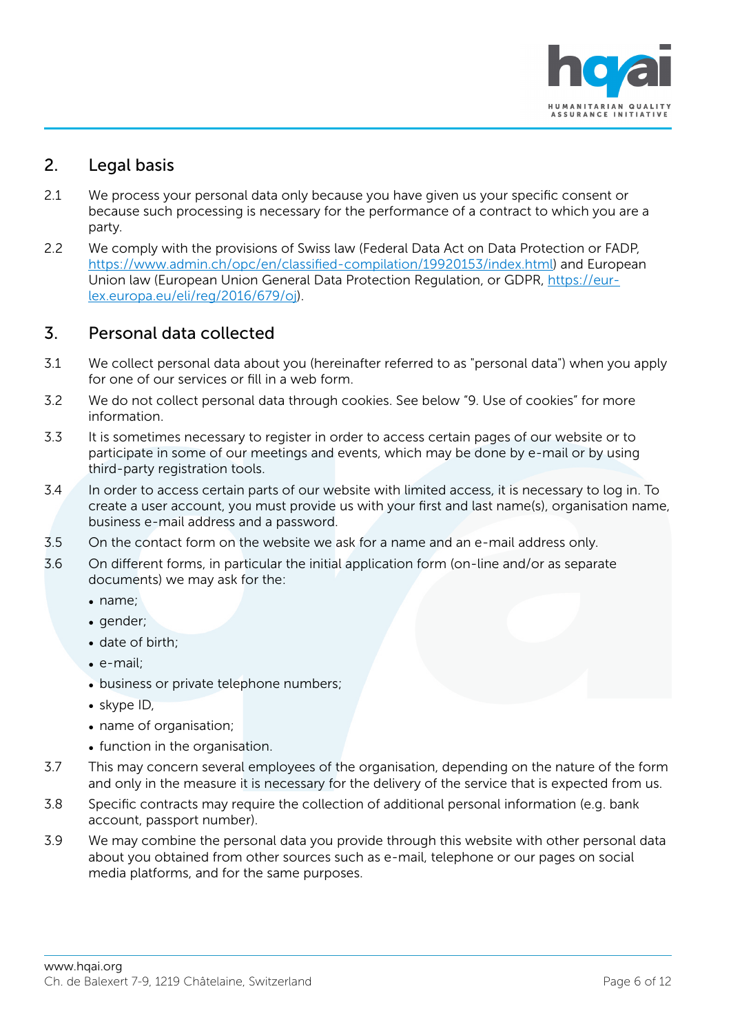## 2. Legal basis

2.1 We process your personal data only because you have given us your specific consent or because such processing is necessary for the performance of a contract to which you are a party.

2.2 We comply with the provisions of Swiss law (Federal Data Act on Data Protection or FADP, https://www.admin.ch/opc/en/classified-compilation/19920153/index.html) and European Union law (European Union General Data Protection Regulation, or GDPR, https://eur-lex.europa.eu/eli/reg/2016/679/oj).

## 3. Personal data collected

3.1 We collect personal data about you (hereinafter referred to as "personal data") when you apply for one of our services or fill in a web form.

3.2 We do not collect personal data through cookies. See below "9. Use of cookies" for more information.

3.3 It is sometimes necessary to register in order to access certain pages of our website or to participate in some of our meetings and events, which may be done by e-mail or by using third-party registration tools.

3.4 In order to access certain parts of our website with limited access, it is necessary to log in. To create a user account, you must provide us with your first and last name(s), organisation name, business e-mail address and a password.

3.5 On the contact form on the website we ask for a name and an e-mail address only.

3.6 On different forms, in particular the initial application form (on-line and/or as separate documents) we may ask for the:

- name;
- gender;
- date of birth;
- e-mail;
- business or private telephone numbers;
- skype ID,
- name of organisation;
- function in the organisation.

3.7 This may concern several employees of the organisation, depending on the nature of the form and only in the measure it is necessary for the delivery of the service that is expected from us.

3.8 Specific contracts may require the collection of additional personal information (e.g. bank account, passport number).

3.9 We may combine the personal data you provide through this website with other personal data about you obtained from other sources such as e-mail, telephone or our pages on social media platforms, and for the same purposes.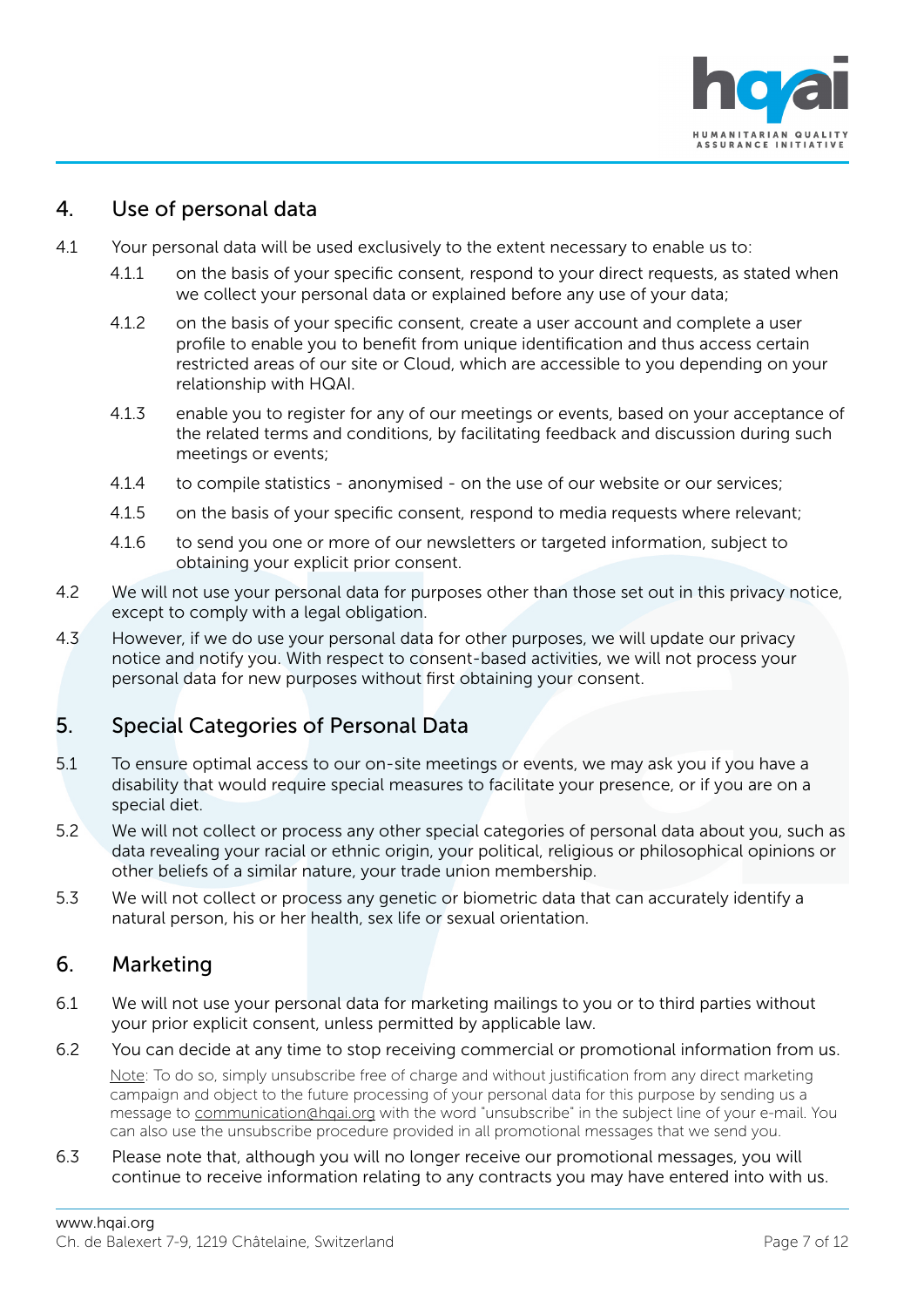## 4. Use of personal data

4.1 Your personal data will be used exclusively to the extent necessary to enable us to:

- 4.1.1 on the basis of your specific consent, respond to your direct requests, as stated when we collect your personal data or explained before any use of your data;
- 4.1.2 on the basis of your specific consent, create a user account and complete a user profile to enable you to benefit from unique identification and thus access certain restricted areas of our site or Cloud, which are accessible to you depending on your relationship with HQAI.
- 4.1.3 enable you to register for any of our meetings or events, based on your acceptance of the related terms and conditions, by facilitating feedback and discussion during such meetings or events;
- 4.1.4 to compile statistics - anonymised - on the use of our website or our services;
- 4.1.5 on the basis of your specific consent, respond to media requests where relevant;
- 4.1.6 to send you one or more of our newsletters or targeted information, subject to obtaining your explicit prior consent.

4.2 We will not use your personal data for purposes other than those set out in this privacy notice, except to comply with a legal obligation.

4.3 However, if we do use your personal data for other purposes, we will update our privacy notice and notify you. With respect to consent-based activities, we will not process your personal data for new purposes without first obtaining your consent.

## 5. Special Categories of Personal Data

5.1 To ensure optimal access to our on-site meetings or events, we may ask you if you have a disability that would require special measures to facilitate your presence, or if you are on a special diet.

5.2 We will not collect or process any other special categories of personal data about you, such as data revealing your racial or ethnic origin, your political, religious or philosophical opinions or other beliefs of a similar nature, your trade union membership.

5.3 We will not collect or process any genetic or biometric data that can accurately identify a natural person, his or her health, sex life or sexual orientation.

## 6. Marketing

6.1 We will not use your personal data for marketing mailings to you or to third parties without your prior explicit consent, unless permitted by applicable law.

6.2 You can decide at any time to stop receiving commercial or promotional information from us.

Note: To do so, simply unsubscribe free of charge and without justification from any direct marketing campaign and object to the future processing of your personal data for this purpose by sending us a message to communication@hqai.org with the word "unsubscribe" in the subject line of your e-mail. You can also use the unsubscribe procedure provided in all promotional messages that we send you.

6.3 Please note that, although you will no longer receive our promotional messages, you will continue to receive information relating to any contracts you may have entered into with us.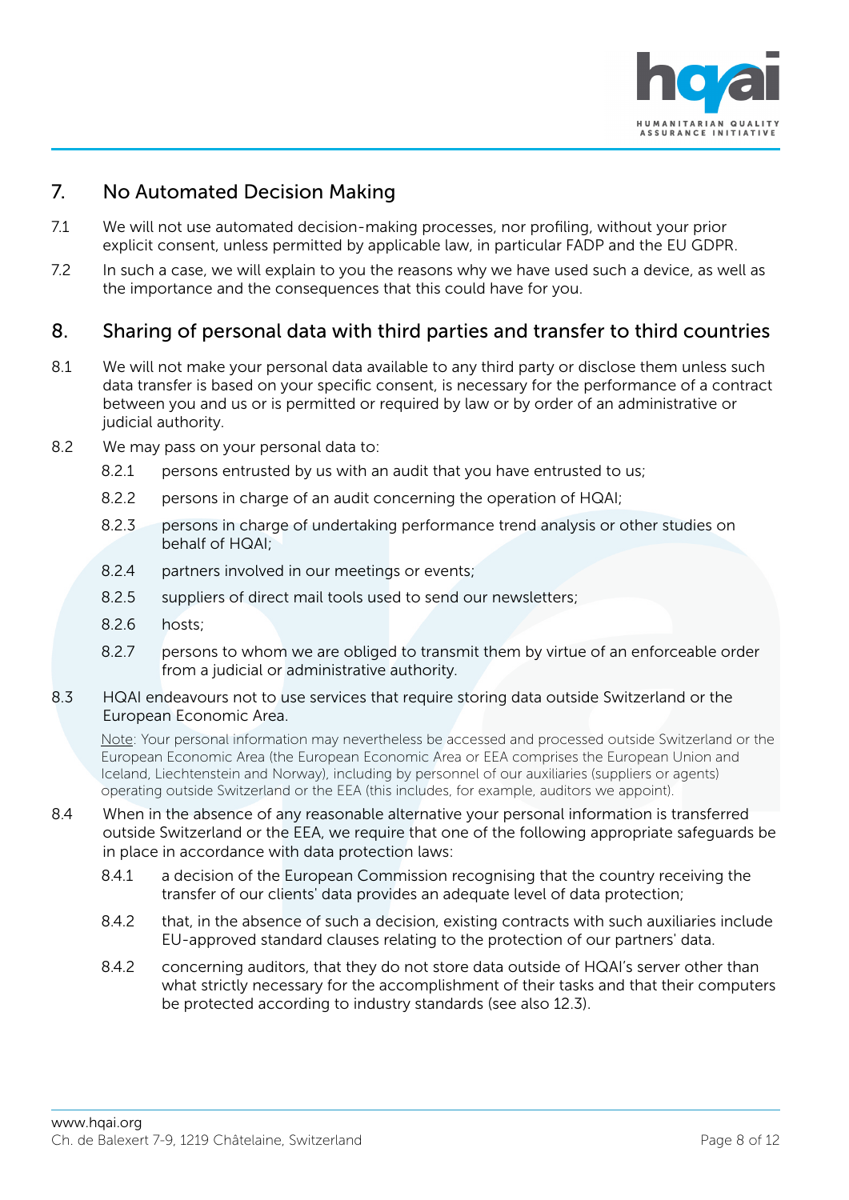## 7. No Automated Decision Making

7.1 We will not use automated decision-making processes, nor profiling, without your prior explicit consent, unless permitted by applicable law, in particular FADP and the EU GDPR.

7.2 In such a case, we will explain to you the reasons why we have used such a device, as well as the importance and the consequences that this could have for you.

## 8. Sharing of personal data with third parties and transfer to third countries

8.1 We will not make your personal data available to any third party or disclose them unless such data transfer is based on your specific consent, is necessary for the performance of a contract between you and us or is permitted or required by law or by order of an administrative or judicial authority.

8.2 We may pass on your personal data to:

- 8.2.1 persons entrusted by us with an audit that you have entrusted to us;
- 8.2.2 persons in charge of an audit concerning the operation of HQAI;
- 8.2.3 persons in charge of undertaking performance trend analysis or other studies on behalf of HQAI;
- 8.2.4 partners involved in our meetings or events;
- 8.2.5 suppliers of direct mail tools used to send our newsletters;
- 8.2.6 hosts;
- 8.2.7 persons to whom we are obliged to transmit them by virtue of an enforceable order from a judicial or administrative authority.

8.3 HQAI endeavours not to use services that require storing data outside Switzerland or the European Economic Area.

Note: Your personal information may nevertheless be accessed and processed outside Switzerland or the European Economic Area (the European Economic Area or EEA comprises the European Union and Iceland, Liechtenstein and Norway), including by personnel of our auxiliaries (suppliers or agents) operating outside Switzerland or the EEA (this includes, for example, auditors we appoint).

8.4 When in the absence of any reasonable alternative your personal information is transferred outside Switzerland or the EEA, we require that one of the following appropriate safeguards be in place in accordance with data protection laws:

- 8.4.1 a decision of the European Commission recognising that the country receiving the transfer of our clients' data provides an adequate level of data protection;
- 8.4.2 that, in the absence of such a decision, existing contracts with such auxiliaries include EU-approved standard clauses relating to the protection of our partners' data.
- 8.4.2 concerning auditors, that they do not store data outside of HQAI's server other than what strictly necessary for the accomplishment of their tasks and that their computers be protected according to industry standards (see also 12.3).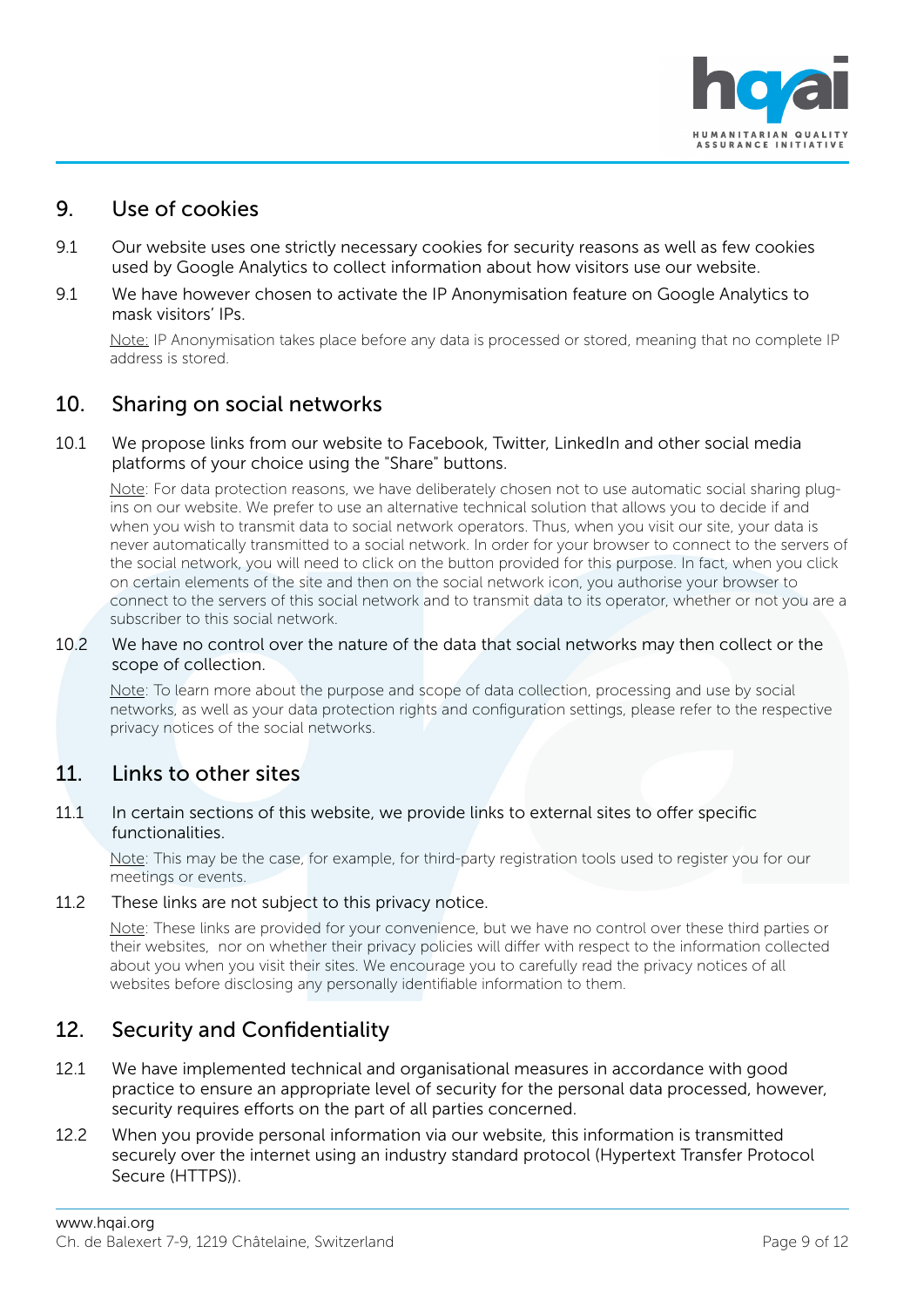## 9. Use of cookies

9.1 Our website uses one strictly necessary cookies for security reasons as well as few cookies used by Google Analytics to collect information about how visitors use our website.

9.1 We have however chosen to activate the IP Anonymisation feature on Google Analytics to mask visitors' IPs.

Note: IP Anonymisation takes place before any data is processed or stored, meaning that no complete IP address is stored.

## 10. Sharing on social networks

10.1 We propose links from our website to Facebook, Twitter, LinkedIn and other social media platforms of your choice using the "Share" buttons.

Note: For data protection reasons, we have deliberately chosen not to use automatic social sharing plug-ins on our website. We prefer to use an alternative technical solution that allows you to decide if and when you wish to transmit data to social network operators. Thus, when you visit our site, your data is never automatically transmitted to a social network. In order for your browser to connect to the servers of the social network, you will need to click on the button provided for this purpose. In fact, when you click on certain elements of the site and then on the social network icon, you authorise your browser to connect to the servers of this social network and to transmit data to its operator, whether or not you are a subscriber to this social network.

10.2 We have no control over the nature of the data that social networks may then collect or the scope of collection.

Note: To learn more about the purpose and scope of data collection, processing and use by social networks, as well as your data protection rights and configuration settings, please refer to the respective privacy notices of the social networks.

## 11. Links to other sites

11.1 In certain sections of this website, we provide links to external sites to offer specific functionalities.

Note: This may be the case, for example, for third-party registration tools used to register you for our meetings or events.

11.2 These links are not subject to this privacy notice.

Note: These links are provided for your convenience, but we have no control over these third parties or their websites, nor on whether their privacy policies will differ with respect to the information collected about you when you visit their sites. We encourage you to carefully read the privacy notices of all websites before disclosing any personally identifiable information to them.

## 12. Security and Confidentiality

12.1 We have implemented technical and organisational measures in accordance with good practice to ensure an appropriate level of security for the personal data processed, however, security requires efforts on the part of all parties concerned.

12.2 When you provide personal information via our website, this information is transmitted securely over the internet using an industry standard protocol (Hypertext Transfer Protocol Secure (HTTPS)).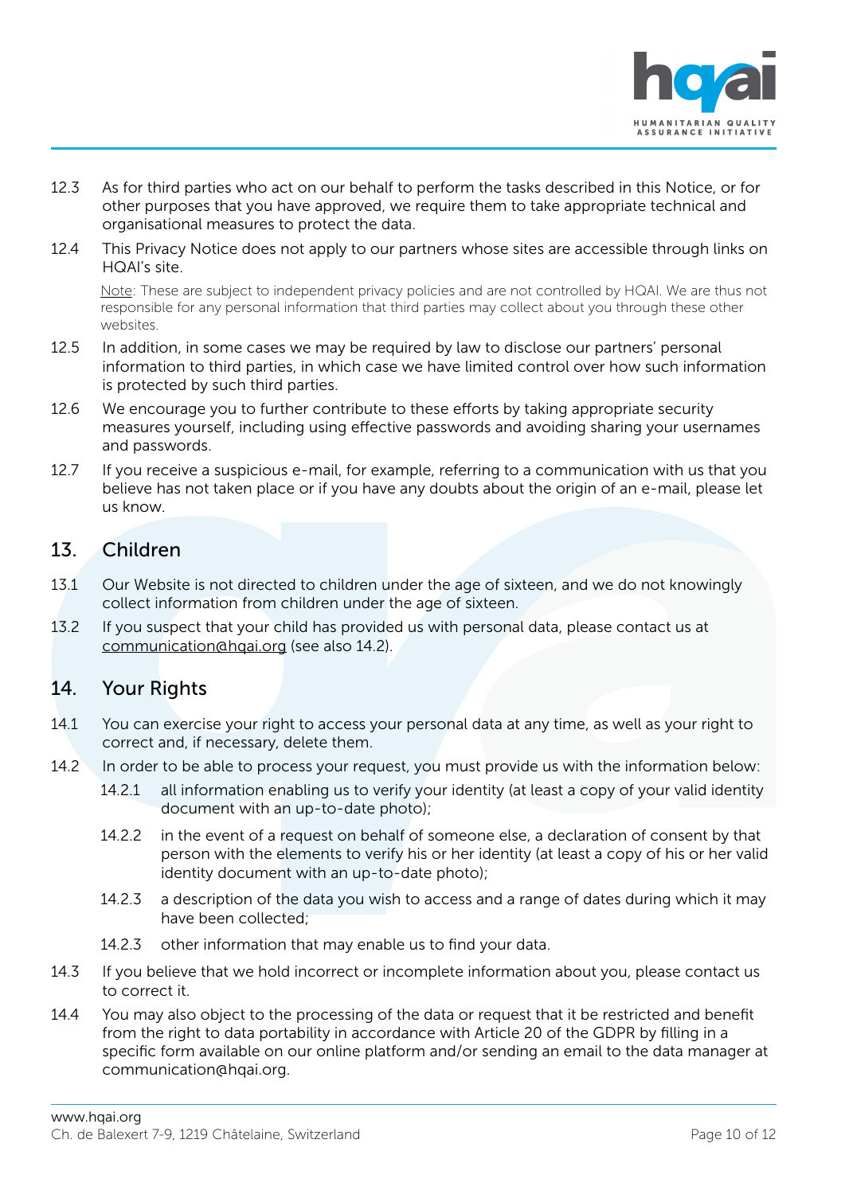12.3 As for third parties who act on our behalf to perform the tasks described in this Notice, or for other purposes that you have approved, we require them to take appropriate technical and organisational measures to protect the data.

12.4 This Privacy Notice does not apply to our partners whose sites are accessible through links on HQAI's site.

Note: These are subject to independent privacy policies and are not controlled by HQAI. We are thus not responsible for any personal information that third parties may collect about you through these other websites.

12.5 In addition, in some cases we may be required by law to disclose our partners' personal information to third parties, in which case we have limited control over how such information is protected by such third parties.

12.6 We encourage you to further contribute to these efforts by taking appropriate security measures yourself, including using effective passwords and avoiding sharing your usernames and passwords.

12.7 If you receive a suspicious e-mail, for example, referring to a communication with us that you believe has not taken place or if you have any doubts about the origin of an e-mail, please let us know.

## 13. Children

13.1 Our Website is not directed to children under the age of sixteen, and we do not knowingly collect information from children under the age of sixteen.

13.2 If you suspect that your child has provided us with personal data, please contact us at communication@hqai.org (see also 14.2).

## 14. Your Rights

14.1 You can exercise your right to access your personal data at any time, as well as your right to correct and, if necessary, delete them.

14.2 In order to be able to process your request, you must provide us with the information below:

- 14.2.1 all information enabling us to verify your identity (at least a copy of your valid identity document with an up-to-date photo);
- 14.2.2 in the event of a request on behalf of someone else, a declaration of consent by that person with the elements to verify his or her identity (at least a copy of his or her valid identity document with an up-to-date photo);
- 14.2.3 a description of the data you wish to access and a range of dates during which it may have been collected;
- 14.2.3 other information that may enable us to find your data.

14.3 If you believe that we hold incorrect or incomplete information about you, please contact us to correct it.

14.4 You may also object to the processing of the data or request that it be restricted and benefit from the right to data portability in accordance with Article 20 of the GDPR by filling in a specific form available on our online platform and/or sending an email to the data manager at communication@hqai.org.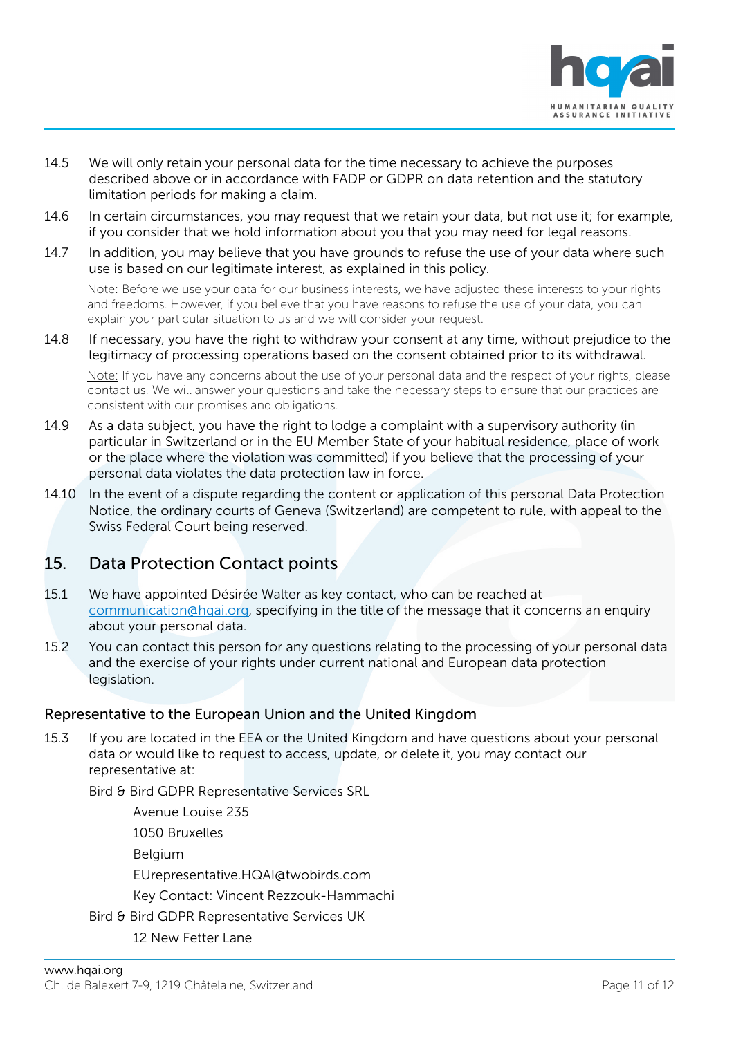14.5 We will only retain your personal data for the time necessary to achieve the purposes described above or in accordance with FADP or GDPR on data retention and the statutory limitation periods for making a claim.

14.6 In certain circumstances, you may request that we retain your data, but not use it; for example, if you consider that we hold information about you that you may need for legal reasons.

14.7 In addition, you may believe that you have grounds to refuse the use of your data where such use is based on our legitimate interest, as explained in this policy.

Note: Before we use your data for our business interests, we have adjusted these interests to your rights and freedoms. However, if you believe that you have reasons to refuse the use of your data, you can explain your particular situation to us and we will consider your request.

14.8 If necessary, you have the right to withdraw your consent at any time, without prejudice to the legitimacy of processing operations based on the consent obtained prior to its withdrawal.

Note: If you have any concerns about the use of your personal data and the respect of your rights, please contact us. We will answer your questions and take the necessary steps to ensure that our practices are consistent with our promises and obligations.

14.9 As a data subject, you have the right to lodge a complaint with a supervisory authority (in particular in Switzerland or in the EU Member State of your habitual residence, place of work or the place where the violation was committed) if you believe that the processing of your personal data violates the data protection law in force.

14.10 In the event of a dispute regarding the content or application of this personal Data Protection Notice, the ordinary courts of Geneva (Switzerland) are competent to rule, with appeal to the Swiss Federal Court being reserved.

## 15. Data Protection Contact points

15.1 We have appointed Désirée Walter as key contact, who can be reached at communication@hqai.org, specifying in the title of the message that it concerns an enquiry about your personal data.

15.2 You can contact this person for any questions relating to the processing of your personal data and the exercise of your rights under current national and European data protection legislation.

### Representative to the European Union and the United Kingdom

15.3 If you are located in the EEA or the United Kingdom and have questions about your personal data or would like to request to access, update, or delete it, you may contact our representative at:

Bird & Bird GDPR Representative Services SRL

Avenue Louise 235

1050 Bruxelles

Belgium

EUrepresentative.HQAI@twobirds.com

Key Contact: Vincent Rezzouk-Hammachi

Bird & Bird GDPR Representative Services UK

12 New Fetter Lane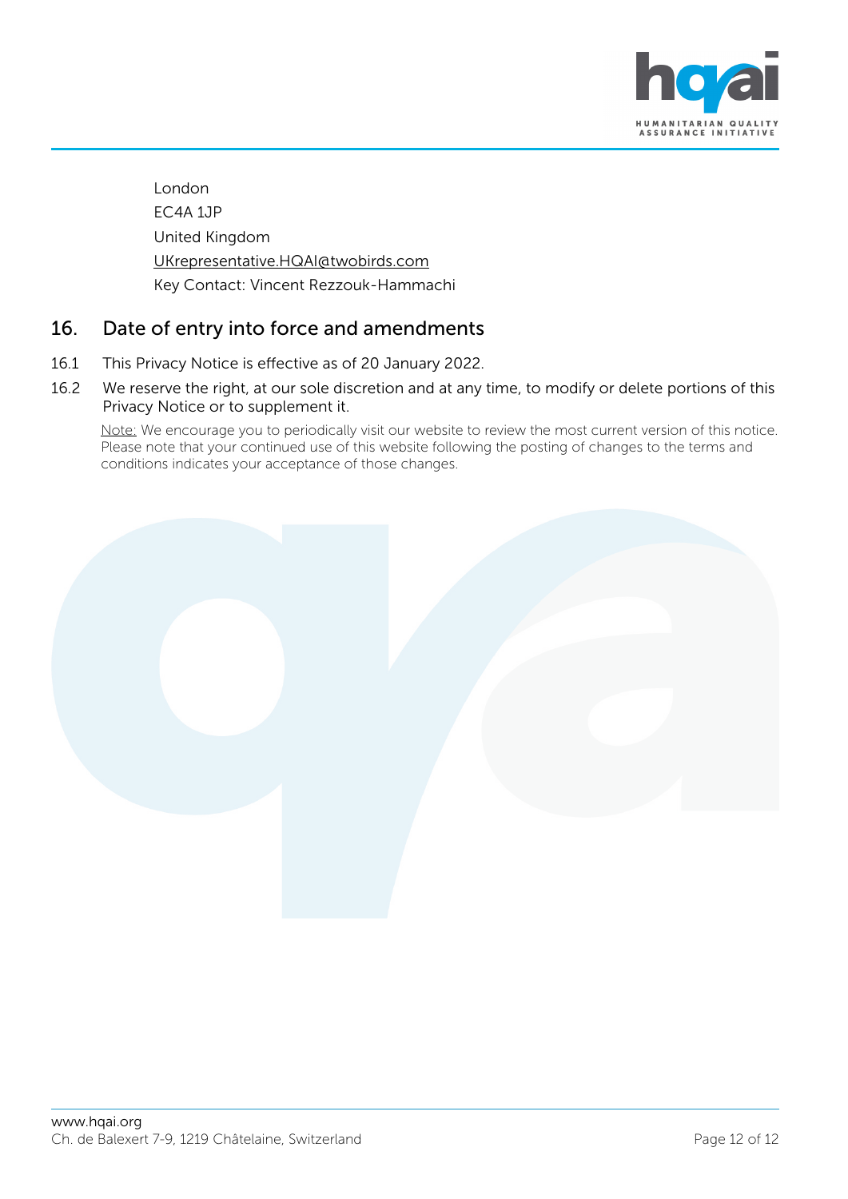London
EC4A 1JP
United Kingdom
UKrepresentative.HQAI@twobirds.com
Key Contact: Vincent Rezzouk-Hammachi

## 16. Date of entry into force and amendments

16.1 This Privacy Notice is effective as of 20 January 2022.

16.2 We reserve the right, at our sole discretion and at any time, to modify or delete portions of this Privacy Notice or to supplement it.

Note: We encourage you to periodically visit our website to review the most current version of this notice. Please note that your continued use of this website following the posting of changes to the terms and conditions indicates your acceptance of those changes.